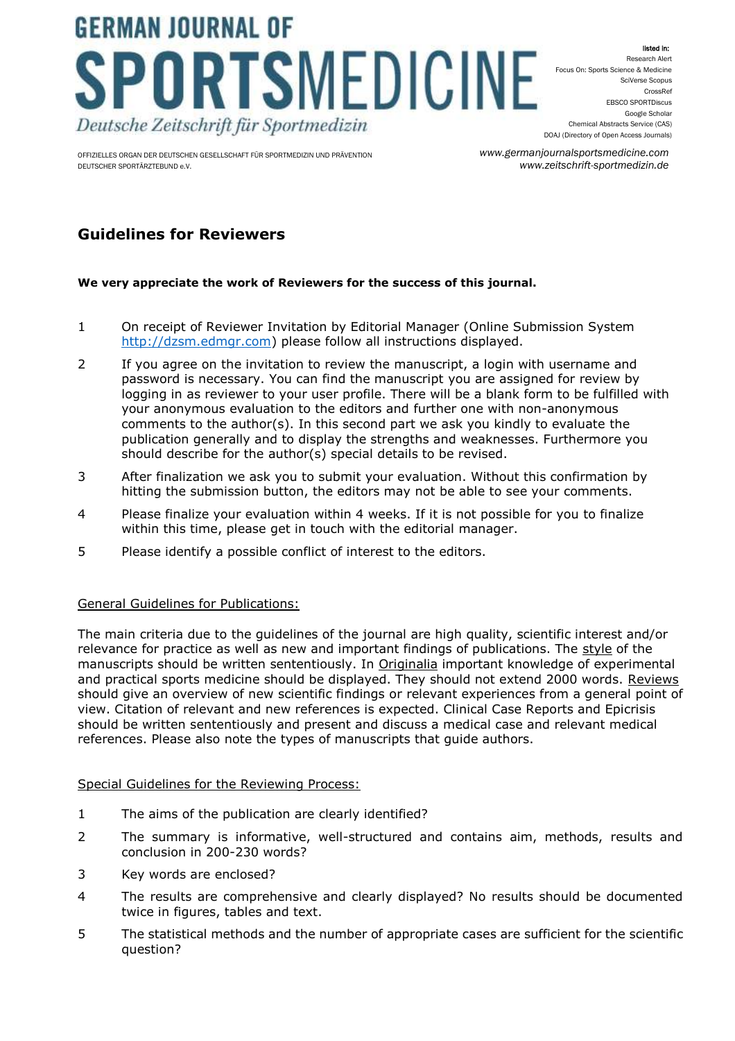# GERMAN JOURNAL OF SPORTSMEDICINE

*Deutsche Zeitschrift für Sportmedizin*

OFFIZIELLES ORGAN DER DEUTSCHEN GESELLSCHAFT FÜR SPORTMEDIZIN UND PRÄVENTION
DEUTSCHER SPORTÄRZTEBUND e.V.

**listed in:**
Research Alert
Focus On: Sports Science & Medicine
SciVerse Scopus
CrossRef
EBSCO SPORTDiscus
Google Scholar
Chemical Abstracts Service (CAS)
DOAJ (Directory of Open Access Journals)

*www.germanjournalsportsmedicine.com*
*www.zeitschrift-sportmedizin.de*

## Guidelines for Reviewers

**We very appreciate the work of Reviewers for the success of this journal.**

1. On receipt of Reviewer Invitation by Editorial Manager (Online Submission System http://dzsm.edmgr.com) please follow all instructions displayed.
2. If you agree on the invitation to review the manuscript, a login with username and password is necessary. You can find the manuscript you are assigned for review by logging in as reviewer to your user profile. There will be a blank form to be fulfilled with your anonymous evaluation to the editors and further one with non-anonymous comments to the author(s). In this second part we ask you kindly to evaluate the publication generally and to display the strengths and weaknesses. Furthermore you should describe for the author(s) special details to be revised.
3. After finalization we ask you to submit your evaluation. Without this confirmation by hitting the submission button, the editors may not be able to see your comments.
4. Please finalize your evaluation within 4 weeks. If it is not possible for you to finalize within this time, please get in touch with the editorial manager.
5. Please identify a possible conflict of interest to the editors.

### General Guidelines for Publications:

The main criteria due to the guidelines of the journal are high quality, scientific interest and/or relevance for practice as well as new and important findings of publications. The style of the manuscripts should be written sententiously. In Originalia important knowledge of experimental and practical sports medicine should be displayed. They should not extend 2000 words. Reviews should give an overview of new scientific findings or relevant experiences from a general point of view. Citation of relevant and new references is expected. Clinical Case Reports and Epicrisis should be written sententiously and present and discuss a medical case and relevant medical references. Please also note the types of manuscripts that guide authors.

### Special Guidelines for the Reviewing Process:

1. The aims of the publication are clearly identified?
2. The summary is informative, well-structured and contains aim, methods, results and conclusion in 200-230 words?
3. Key words are enclosed?
4. The results are comprehensive and clearly displayed? No results should be documented twice in figures, tables and text.
5. The statistical methods and the number of appropriate cases are sufficient for the scientific question?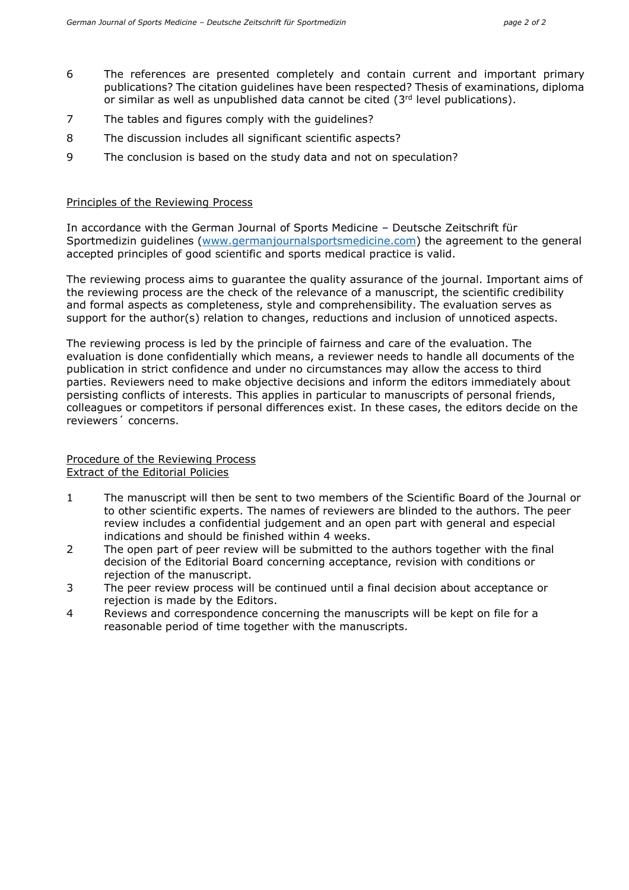6 The references are presented completely and contain current and important primary publications? The citation guidelines have been respected? Thesis of examinations, diploma or similar as well as unpublished data cannot be cited (3rd level publications).

7 The tables and figures comply with the guidelines?

8 The discussion includes all significant scientific aspects?

9 The conclusion is based on the study data and not on speculation?

## Principles of the Reviewing Process

In accordance with the German Journal of Sports Medicine – Deutsche Zeitschrift für Sportmedizin guidelines (www.germanjournalsportsmedicine.com) the agreement to the general accepted principles of good scientific and sports medical practice is valid.

The reviewing process aims to guarantee the quality assurance of the journal. Important aims of the reviewing process are the check of the relevance of a manuscript, the scientific credibility and formal aspects as completeness, style and comprehensibility. The evaluation serves as support for the author(s) relation to changes, reductions and inclusion of unnoticed aspects.

The reviewing process is led by the principle of fairness and care of the evaluation. The evaluation is done confidentially which means, a reviewer needs to handle all documents of the publication in strict confidence and under no circumstances may allow the access to third parties. Reviewers need to make objective decisions and inform the editors immediately about persisting conflicts of interests. This applies in particular to manuscripts of personal friends, colleagues or competitors if personal differences exist. In these cases, the editors decide on the reviewers´ concerns.

## Procedure of the Reviewing Process
## Extract of the Editorial Policies

1 The manuscript will then be sent to two members of the Scientific Board of the Journal or to other scientific experts. The names of reviewers are blinded to the authors. The peer review includes a confidential judgement and an open part with general and especial indications and should be finished within 4 weeks.

2 The open part of peer review will be submitted to the authors together with the final decision of the Editorial Board concerning acceptance, revision with conditions or rejection of the manuscript.

3 The peer review process will be continued until a final decision about acceptance or rejection is made by the Editors.

4 Reviews and correspondence concerning the manuscripts will be kept on file for a reasonable period of time together with the manuscripts.